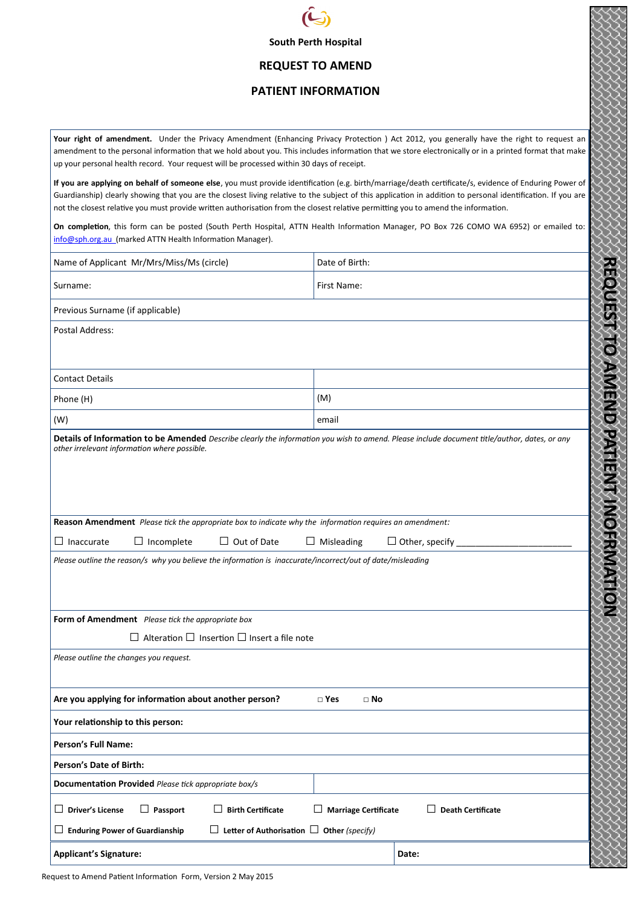South Perth Hospital

# REQUEST TO AMEND PATIENT INFORMATION

**Your right of amendment.** Under the Privacy Amendment (Enhancing Privacy Protection ) Act 2012, you generally have the right to request an amendment to the personal information that we hold about you. This includes information that we store electronically or in a printed format that make up your personal health record. Your request will be processed within 30 days of receipt.

**If you are applying on behalf of someone else**, you must provide identification (e.g. birth/marriage/death certificate/s, evidence of Enduring Power of Guardianship) clearly showing that you are the closest living relative to the subject of this application in addition to personal identification. If you are not the closest relative you must provide written authorisation from the closest relative permitting you to amend the information.

**On completion**, this form can be posted (South Perth Hospital, ATTN Health Information Manager, PO Box 726 COMO WA 6952) or emailed to: info@sph.org.au (marked ATTN Health Information Manager).

| Name of Applicant Mr/Mrs/Miss/Ms (circle) | Date of Birth: |
|---|---|
| Surname: | First Name: |
| Previous Surname (if applicable) | |
| Postal Address: | |
| Contact Details | |
| Phone (H) | (M) |
| (W) | email |

**Details of Information to be Amended** *Describe clearly the information you wish to amend. Please include document title/author, dates, or any other irrelevant information where possible.*

**Reason Amendment** *Please tick the appropriate box to indicate why the information requires an amendment:*

☐ Inaccurate ☐ Incomplete ☐ Out of Date ☐ Misleading ☐ Other, specify ______________________

*Please outline the reason/s why you believe the information is inaccurate/incorrect/out of date/misleading*

**Form of Amendment** *Please tick the appropriate box*

☐ Alteration ☐ Insertion ☐ Insert a file note

*Please outline the changes you request.*

**Are you applying for information about another person?** ☐ **Yes** ☐ **No**

**Your relationship to this person:**

**Person's Full Name:**

**Person's Date of Birth:**

**Documentation Provided** *Please tick appropriate box/s*

☐ **Driver's License** ☐ **Passport** ☐ **Birth Certificate** ☐ **Marriage Certificate** ☐ **Death Certificate**

☐ **Enduring Power of Guardianship** ☐ **Letter of Authorisation** ☐ **Other** *(specify)*

| **Applicant's Signature:** | **Date:** |
|---|---|

Request to Amend Patient Information Form, Version 2 May 2015

REQUEST TO AMEND PATIENT INOFRMATION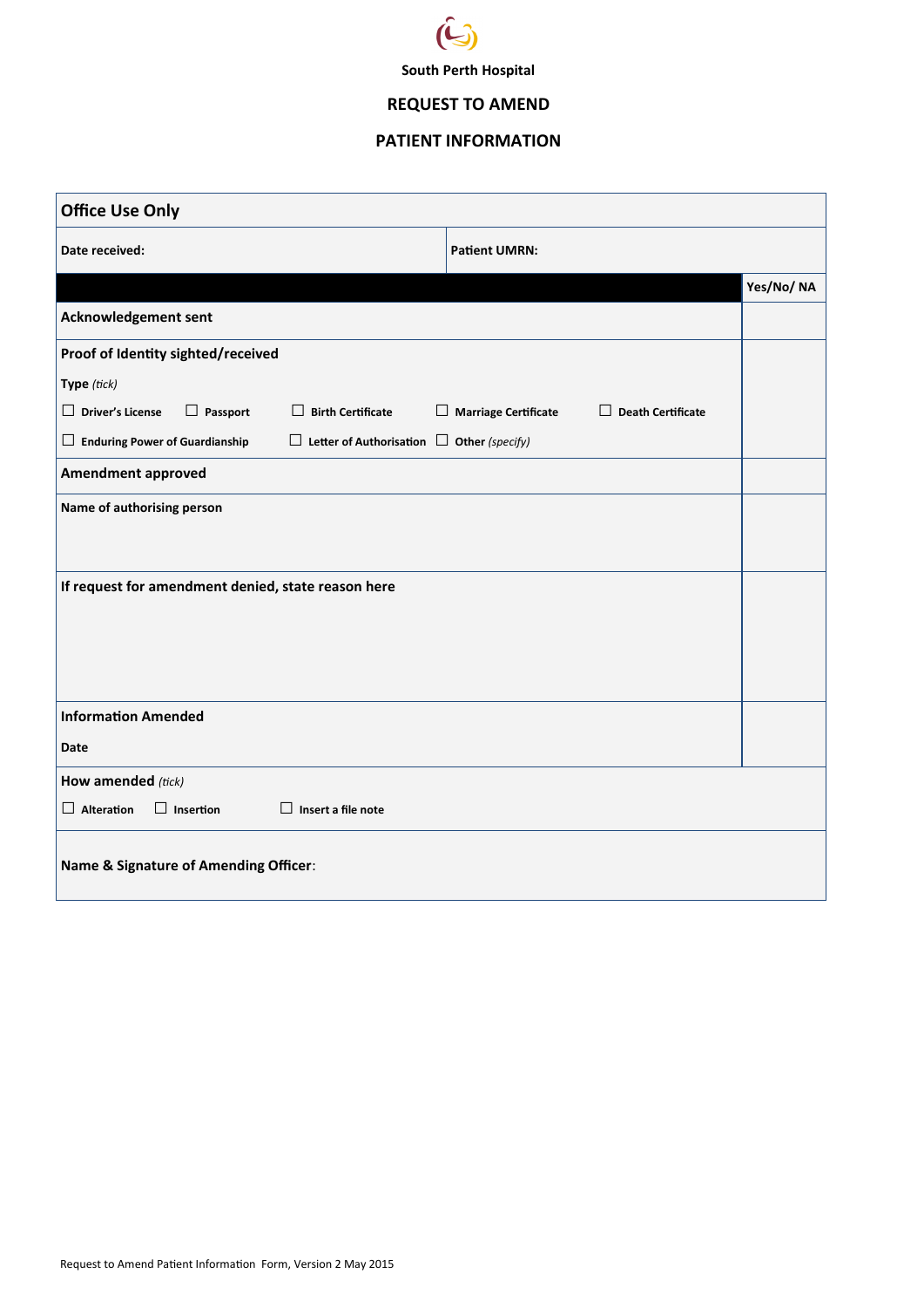South Perth Hospital

**REQUEST TO AMEND**

**PATIENT INFORMATION**

| **Office Use Only** | |
|---|---|
| **Date received:** | **Patient UMRN:** |

| | Yes/No/ NA |
|---|---|
| **Acknowledgement sent** | |
| **Proof of Identity sighted/received**<br>**Type** *(tick)*<br>☐ Driver's License ☐ Passport ☐ Birth Certificate ☐ Marriage Certificate ☐ Death Certificate<br>☐ Enduring Power of Guardianship ☐ Letter of Authorisation ☐ Other *(specify)* | |
| **Amendment approved** | |
| **Name of authorising person** | |
| **If request for amendment denied, state reason here** | |
| **Information Amended**<br>**Date** | |
| **How amended** *(tick)*<br>☐ Alteration ☐ Insertion ☐ Insert a file note | |
| **Name & Signature of Amending Officer**: | |

Request to Amend Patient Information Form, Version 2 May 2015